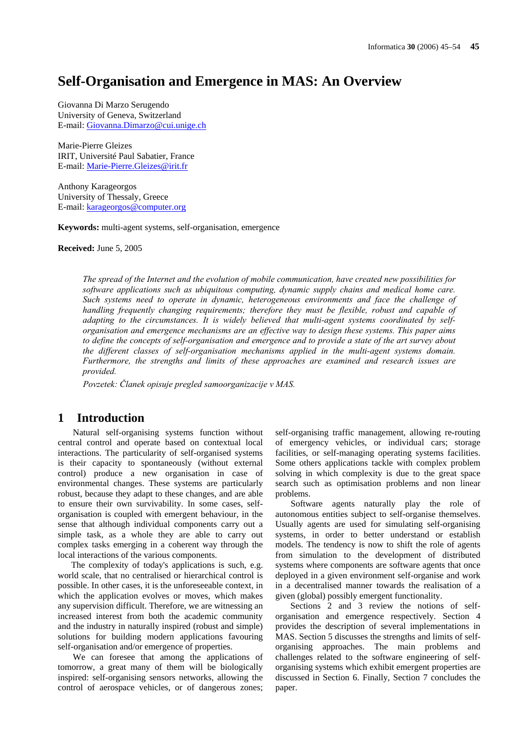# Self-Organisation and Emergence in MAS: An Overview

Giovanna Di Marzo Serugendo
University of Geneva, Switzerland
E-mail: Giovanna.Dimarzo@cui.unige.ch

Marie-Pierre Gleizes
IRIT, Université Paul Sabatier, France
E-mail: Marie-Pierre.Gleizes@irit.fr

Anthony Karageorgos
University of Thessaly, Greece
E-mail: karageorgos@computer.org

**Keywords:** multi-agent systems, self-organisation, emergence

**Received:** June 5, 2005

*The spread of the Internet and the evolution of mobile communication, have created new possibilities for software applications such as ubiquitous computing, dynamic supply chains and medical home care. Such systems need to operate in dynamic, heterogeneous environments and face the challenge of handling frequently changing requirements; therefore they must be flexible, robust and capable of adapting to the circumstances. It is widely believed that multi-agent systems coordinated by self-organisation and emergence mechanisms are an effective way to design these systems. This paper aims to define the concepts of self-organisation and emergence and to provide a state of the art survey about the different classes of self-organisation mechanisms applied in the multi-agent systems domain. Furthermore, the strengths and limits of these approaches are examined and research issues are provided.*

*Povzetek: Članek opisuje pregled samoorganizacije v MAS.*

## 1 Introduction

Natural self-organising systems function without central control and operate based on contextual local interactions. The particularity of self-organised systems is their capacity to spontaneously (without external control) produce a new organisation in case of environmental changes. These systems are particularly robust, because they adapt to these changes, and are able to ensure their own survivability. In some cases, self-organisation is coupled with emergent behaviour, in the sense that although individual components carry out a simple task, as a whole they are able to carry out complex tasks emerging in a coherent way through the local interactions of the various components.

The complexity of today's applications is such, e.g. world scale, that no centralised or hierarchical control is possible. In other cases, it is the unforeseeable context, in which the application evolves or moves, which makes any supervision difficult. Therefore, we are witnessing an increased interest from both the academic community and the industry in naturally inspired (robust and simple) solutions for building modern applications favouring self-organisation and/or emergence of properties.

We can foresee that among the applications of tomorrow, a great many of them will be biologically inspired: self-organising sensors networks, allowing the control of aerospace vehicles, or of dangerous zones; self-organising traffic management, allowing re-routing of emergency vehicles, or individual cars; storage facilities, or self-managing operating systems facilities. Some others applications tackle with complex problem solving in which complexity is due to the great space search such as optimisation problems and non linear problems.

Software agents naturally play the role of autonomous entities subject to self-organise themselves. Usually agents are used for simulating self-organising systems, in order to better understand or establish models. The tendency is now to shift the role of agents from simulation to the development of distributed systems where components are software agents that once deployed in a given environment self-organise and work in a decentralised manner towards the realisation of a given (global) possibly emergent functionality.

Sections 2 and 3 review the notions of self-organisation and emergence respectively. Section 4 provides the description of several implementations in MAS. Section 5 discusses the strengths and limits of self-organising approaches. The main problems and challenges related to the software engineering of self-organising systems which exhibit emergent properties are discussed in Section 6. Finally, Section 7 concludes the paper.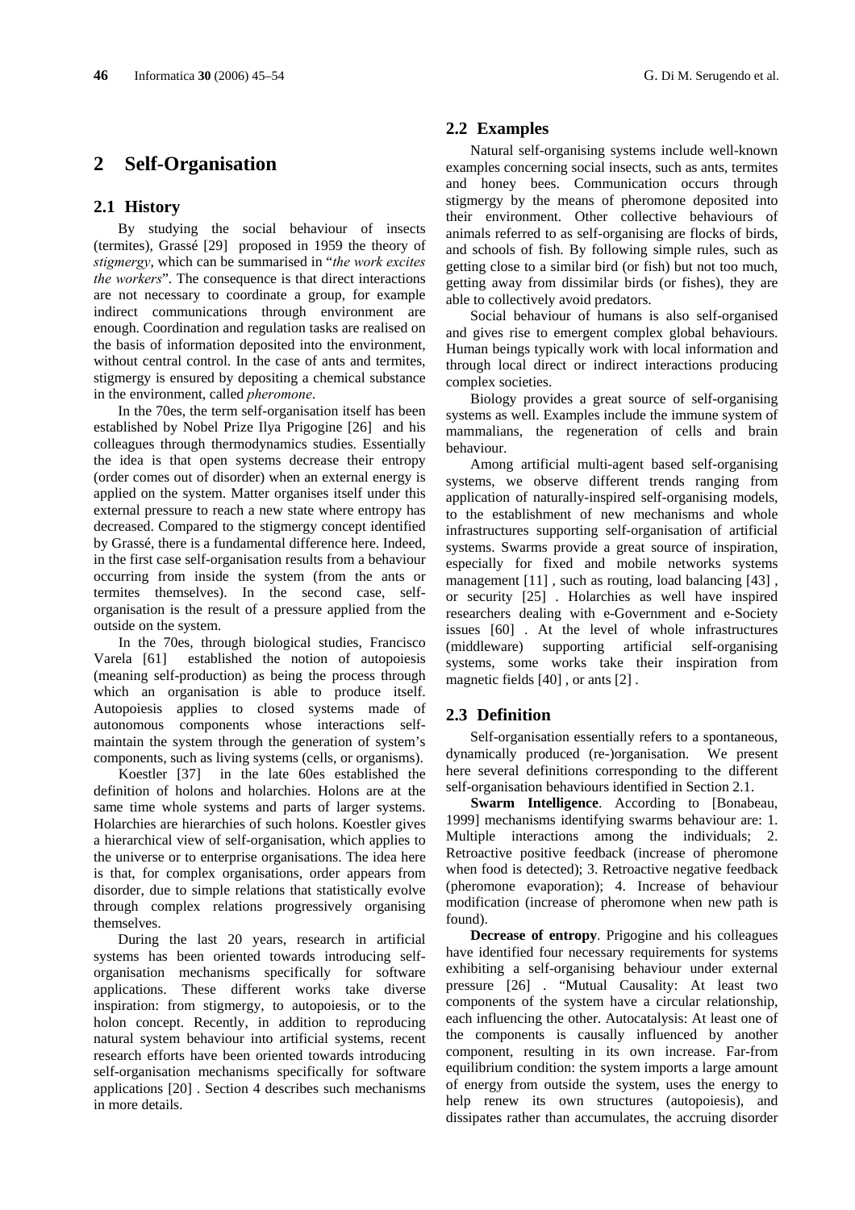## 2 Self-Organisation

### 2.1 History

By studying the social behaviour of insects (termites), Grassé [29] proposed in 1959 the theory of *stigmergy*, which can be summarised in "*the work excites the workers*". The consequence is that direct interactions are not necessary to coordinate a group, for example indirect communications through environment are enough. Coordination and regulation tasks are realised on the basis of information deposited into the environment, without central control. In the case of ants and termites, stigmergy is ensured by depositing a chemical substance in the environment, called *pheromone*.

In the 70es, the term self-organisation itself has been established by Nobel Prize Ilya Prigogine [26] and his colleagues through thermodynamics studies. Essentially the idea is that open systems decrease their entropy (order comes out of disorder) when an external energy is applied on the system. Matter organises itself under this external pressure to reach a new state where entropy has decreased. Compared to the stigmergy concept identified by Grassé, there is a fundamental difference here. Indeed, in the first case self-organisation results from a behaviour occurring from inside the system (from the ants or termites themselves). In the second case, self-organisation is the result of a pressure applied from the outside on the system.

In the 70es, through biological studies, Francisco Varela [61] established the notion of autopoiesis (meaning self-production) as being the process through which an organisation is able to produce itself. Autopoiesis applies to closed systems made of autonomous components whose interactions self-maintain the system through the generation of system's components, such as living systems (cells, or organisms).

Koestler [37] in the late 60es established the definition of holons and holarchies. Holons are at the same time whole systems and parts of larger systems. Holarchies are hierarchies of such holons. Koestler gives a hierarchical view of self-organisation, which applies to the universe or to enterprise organisations. The idea here is that, for complex organisations, order appears from disorder, due to simple relations that statistically evolve through complex relations progressively organising themselves.

During the last 20 years, research in artificial systems has been oriented towards introducing self-organisation mechanisms specifically for software applications. These different works take diverse inspiration: from stigmergy, to autopoiesis, or to the holon concept. Recently, in addition to reproducing natural system behaviour into artificial systems, recent research efforts have been oriented towards introducing self-organisation mechanisms specifically for software applications [20] . Section 4 describes such mechanisms in more details.

### 2.2 Examples

Natural self-organising systems include well-known examples concerning social insects, such as ants, termites and honey bees. Communication occurs through stigmergy by the means of pheromone deposited into their environment. Other collective behaviours of animals referred to as self-organising are flocks of birds, and schools of fish. By following simple rules, such as getting close to a similar bird (or fish) but not too much, getting away from dissimilar birds (or fishes), they are able to collectively avoid predators.

Social behaviour of humans is also self-organised and gives rise to emergent complex global behaviours. Human beings typically work with local information and through local direct or indirect interactions producing complex societies.

Biology provides a great source of self-organising systems as well. Examples include the immune system of mammalians, the regeneration of cells and brain behaviour.

Among artificial multi-agent based self-organising systems, we observe different trends ranging from application of naturally-inspired self-organising models, to the establishment of new mechanisms and whole infrastructures supporting self-organisation of artificial systems. Swarms provide a great source of inspiration, especially for fixed and mobile networks systems management [11] , such as routing, load balancing [43] , or security [25] . Holarchies as well have inspired researchers dealing with e-Government and e-Society issues [60] . At the level of whole infrastructures (middleware) supporting artificial self-organising systems, some works take their inspiration from magnetic fields [40] , or ants [2] .

### 2.3 Definition

Self-organisation essentially refers to a spontaneous, dynamically produced (re-)organisation. We present here several definitions corresponding to the different self-organisation behaviours identified in Section 2.1.

**Swarm Intelligence**. According to [Bonabeau, 1999] mechanisms identifying swarms behaviour are: 1. Multiple interactions among the individuals; 2. Retroactive positive feedback (increase of pheromone when food is detected); 3. Retroactive negative feedback (pheromone evaporation); 4. Increase of behaviour modification (increase of pheromone when new path is found).

**Decrease of entropy**. Prigogine and his colleagues have identified four necessary requirements for systems exhibiting a self-organising behaviour under external pressure [26] . "Mutual Causality: At least two components of the system have a circular relationship, each influencing the other. Autocatalysis: At least one of the components is causally influenced by another component, resulting in its own increase. Far-from equilibrium condition: the system imports a large amount of energy from outside the system, uses the energy to help renew its own structures (autopoiesis), and dissipates rather than accumulates, the accruing disorder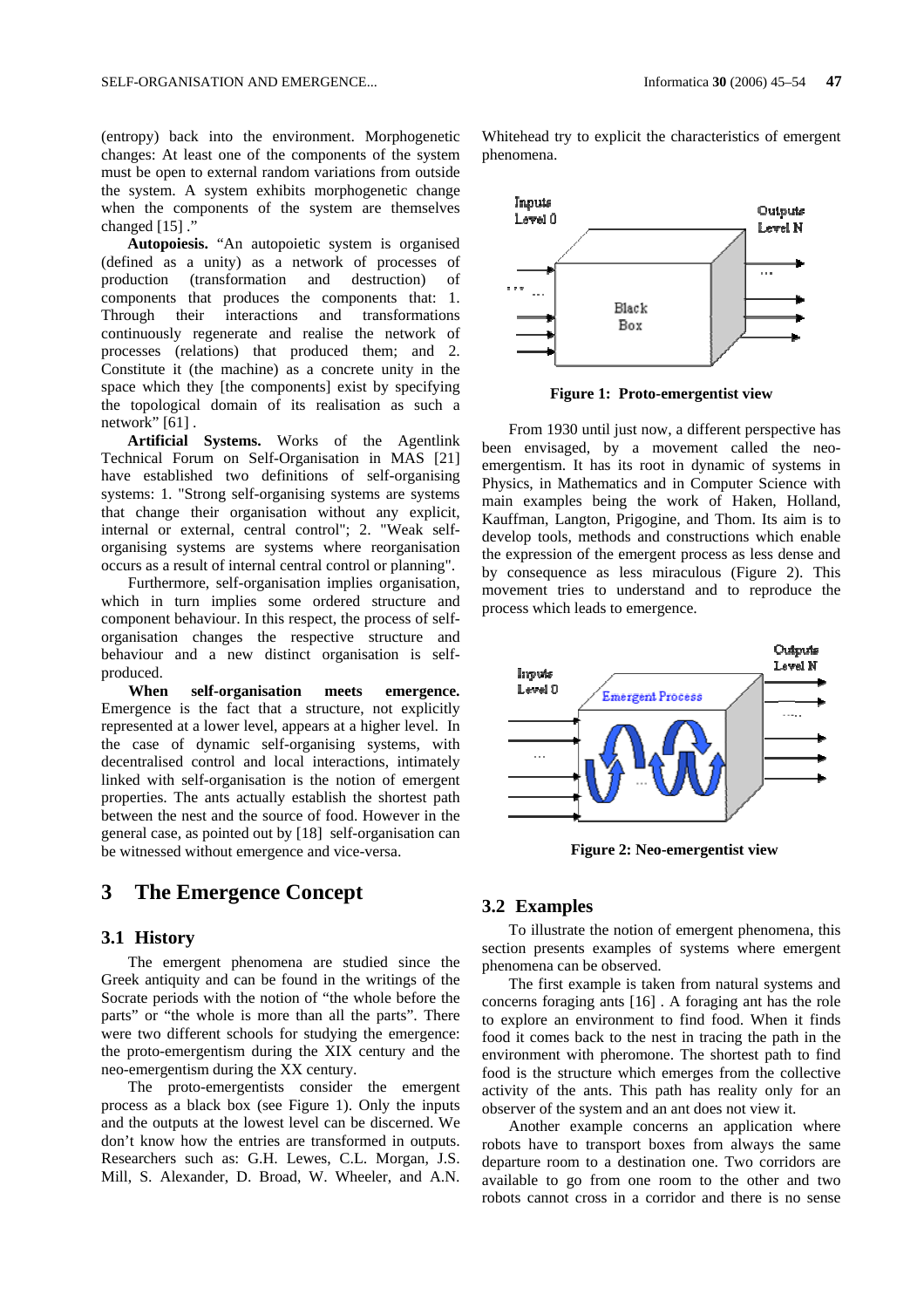(entropy) back into the environment. Morphogenetic changes: At least one of the components of the system must be open to external random variations from outside the system. A system exhibits morphogenetic change when the components of the system are themselves changed [15] ."

**Autopoiesis.** "An autopoietic system is organised (defined as a unity) as a network of processes of production (transformation and destruction) of components that produces the components that: 1. Through their interactions and transformations continuously regenerate and realise the network of processes (relations) that produced them; and 2. Constitute it (the machine) as a concrete unity in the space which they [the components] exist by specifying the topological domain of its realisation as such a network" [61] .

**Artificial Systems.** Works of the Agentlink Technical Forum on Self-Organisation in MAS [21] have established two definitions of self-organising systems: 1. "Strong self-organising systems are systems that change their organisation without any explicit, internal or external, central control"; 2. "Weak self-organising systems are systems where reorganisation occurs as a result of internal central control or planning".

Furthermore, self-organisation implies organisation, which in turn implies some ordered structure and component behaviour. In this respect, the process of self-organisation changes the respective structure and behaviour and a new distinct organisation is self-produced.

**When self-organisation meets emergence.** Emergence is the fact that a structure, not explicitly represented at a lower level, appears at a higher level. In the case of dynamic self-organising systems, with decentralised control and local interactions, intimately linked with self-organisation is the notion of emergent properties. The ants actually establish the shortest path between the nest and the source of food. However in the general case, as pointed out by [18] self-organisation can be witnessed without emergence and vice-versa.

# 3 The Emergence Concept

## 3.1 History

The emergent phenomena are studied since the Greek antiquity and can be found in the writings of the Socrate periods with the notion of "the whole before the parts" or "the whole is more than all the parts". There were two different schools for studying the emergence: the proto-emergentism during the XIX century and the neo-emergentism during the XX century.

The proto-emergentists consider the emergent process as a black box (see Figure 1). Only the inputs and the outputs at the lowest level can be discerned. We don't know how the entries are transformed in outputs. Researchers such as: G.H. Lewes, C.L. Morgan, J.S. Mill, S. Alexander, D. Broad, W. Wheeler, and A.N. Whitehead try to explicit the characteristics of emergent phenomena.

**Figure 1: Proto-emergentist view**

From 1930 until just now, a different perspective has been envisaged, by a movement called the neo-emergentism. It has its root in dynamic of systems in Physics, in Mathematics and in Computer Science with main examples being the work of Haken, Holland, Kauffman, Langton, Prigogine, and Thom. Its aim is to develop tools, methods and constructions which enable the expression of the emergent process as less dense and by consequence as less miraculous (Figure 2). This movement tries to understand and to reproduce the process which leads to emergence.

**Figure 2: Neo-emergentist view**

## 3.2 Examples

To illustrate the notion of emergent phenomena, this section presents examples of systems where emergent phenomena can be observed.

The first example is taken from natural systems and concerns foraging ants [16] . A foraging ant has the role to explore an environment to find food. When it finds food it comes back to the nest in tracing the path in the environment with pheromone. The shortest path to find food is the structure which emerges from the collective activity of the ants. This path has reality only for an observer of the system and an ant does not view it.

Another example concerns an application where robots have to transport boxes from always the same departure room to a destination one. Two corridors are available to go from one room to the other and two robots cannot cross in a corridor and there is no sense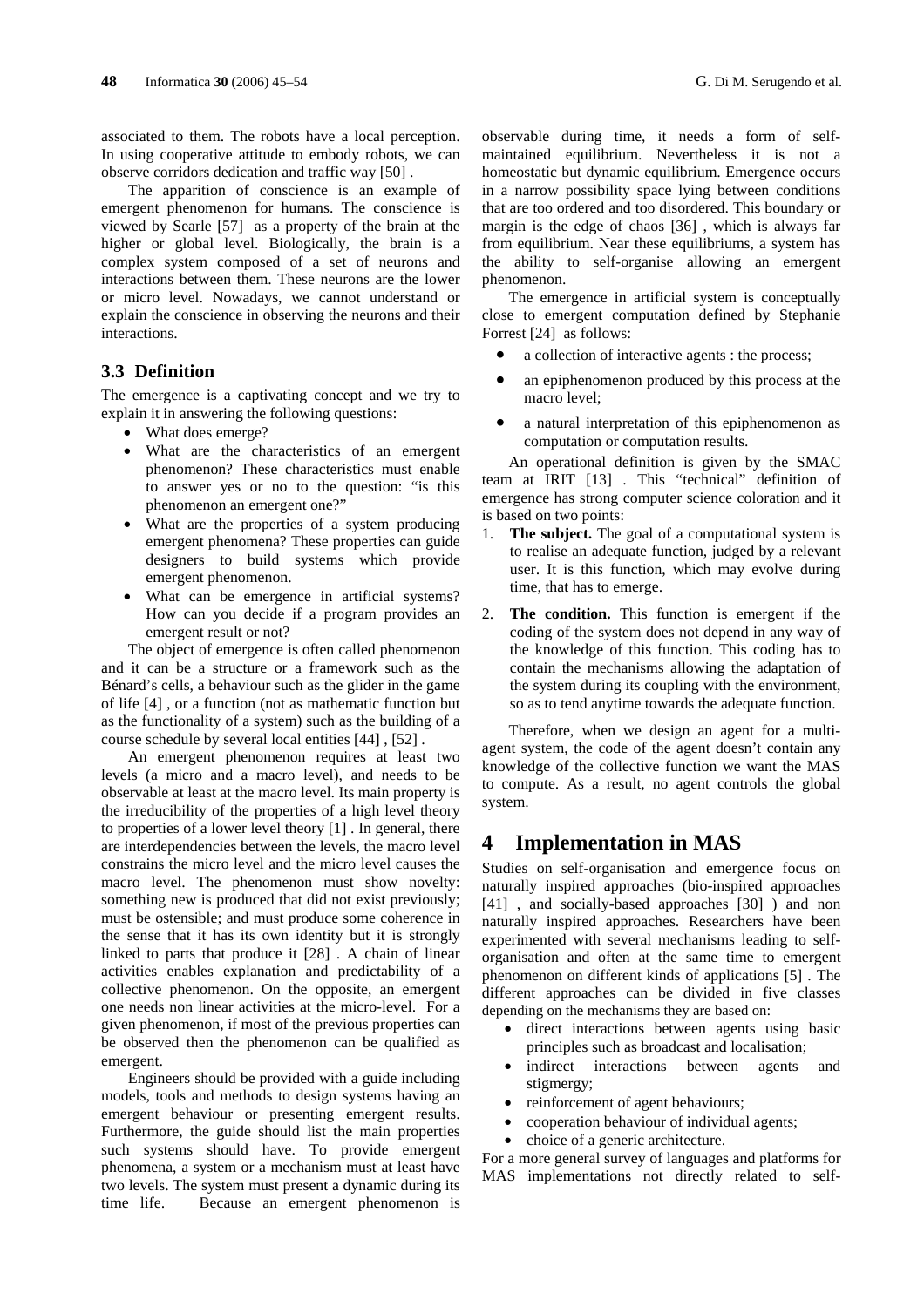associated to them. The robots have a local perception. In using cooperative attitude to embody robots, we can observe corridors dedication and traffic way [50] .

The apparition of conscience is an example of emergent phenomenon for humans. The conscience is viewed by Searle [57] as a property of the brain at the higher or global level. Biologically, the brain is a complex system composed of a set of neurons and interactions between them. These neurons are the lower or micro level. Nowadays, we cannot understand or explain the conscience in observing the neurons and their interactions.

## 3.3 Definition

The emergence is a captivating concept and we try to explain it in answering the following questions:

- What does emerge?
- What are the characteristics of an emergent phenomenon? These characteristics must enable to answer yes or no to the question: "is this phenomenon an emergent one?"
- What are the properties of a system producing emergent phenomena? These properties can guide designers to build systems which provide emergent phenomenon.
- What can be emergence in artificial systems? How can you decide if a program provides an emergent result or not?

The object of emergence is often called phenomenon and it can be a structure or a framework such as the Bénard's cells, a behaviour such as the glider in the game of life [4] , or a function (not as mathematic function but as the functionality of a system) such as the building of a course schedule by several local entities [44] , [52] .

An emergent phenomenon requires at least two levels (a micro and a macro level), and needs to be observable at least at the macro level. Its main property is the irreducibility of the properties of a high level theory to properties of a lower level theory [1] . In general, there are interdependencies between the levels, the macro level constrains the micro level and the micro level causes the macro level. The phenomenon must show novelty: something new is produced that did not exist previously; must be ostensible; and must produce some coherence in the sense that it has its own identity but it is strongly linked to parts that produce it [28] . A chain of linear activities enables explanation and predictability of a collective phenomenon. On the opposite, an emergent one needs non linear activities at the micro-level. For a given phenomenon, if most of the previous properties can be observed then the phenomenon can be qualified as emergent.

Engineers should be provided with a guide including models, tools and methods to design systems having an emergent behaviour or presenting emergent results. Furthermore, the guide should list the main properties such systems should have. To provide emergent phenomena, a system or a mechanism must at least have two levels. The system must present a dynamic during its time life. Because an emergent phenomenon is observable during time, it needs a form of self-maintained equilibrium. Nevertheless it is not a homeostatic but dynamic equilibrium. Emergence occurs in a narrow possibility space lying between conditions that are too ordered and too disordered. This boundary or margin is the edge of chaos [36] , which is always far from equilibrium. Near these equilibriums, a system has the ability to self-organise allowing an emergent phenomenon.

The emergence in artificial system is conceptually close to emergent computation defined by Stephanie Forrest [24] as follows:

- a collection of interactive agents : the process;
- an epiphenomenon produced by this process at the macro level;
- a natural interpretation of this epiphenomenon as computation or computation results.

An operational definition is given by the SMAC team at IRIT [13] . This "technical" definition of emergence has strong computer science coloration and it is based on two points:

1. **The subject.** The goal of a computational system is to realise an adequate function, judged by a relevant user. It is this function, which may evolve during time, that has to emerge.
2. **The condition.** This function is emergent if the coding of the system does not depend in any way of the knowledge of this function. This coding has to contain the mechanisms allowing the adaptation of the system during its coupling with the environment, so as to tend anytime towards the adequate function.

Therefore, when we design an agent for a multi-agent system, the code of the agent doesn't contain any knowledge of the collective function we want the MAS to compute. As a result, no agent controls the global system.

# 4 Implementation in MAS

Studies on self-organisation and emergence focus on naturally inspired approaches (bio-inspired approaches [41] , and socially-based approaches [30] ) and non naturally inspired approaches. Researchers have been experimented with several mechanisms leading to self-organisation and often at the same time to emergent phenomenon on different kinds of applications [5] . The different approaches can be divided in five classes depending on the mechanisms they are based on:

- direct interactions between agents using basic principles such as broadcast and localisation;
- indirect interactions between agents and stigmergy;
- reinforcement of agent behaviours;
- cooperation behaviour of individual agents;
- choice of a generic architecture.

For a more general survey of languages and platforms for MAS implementations not directly related to self-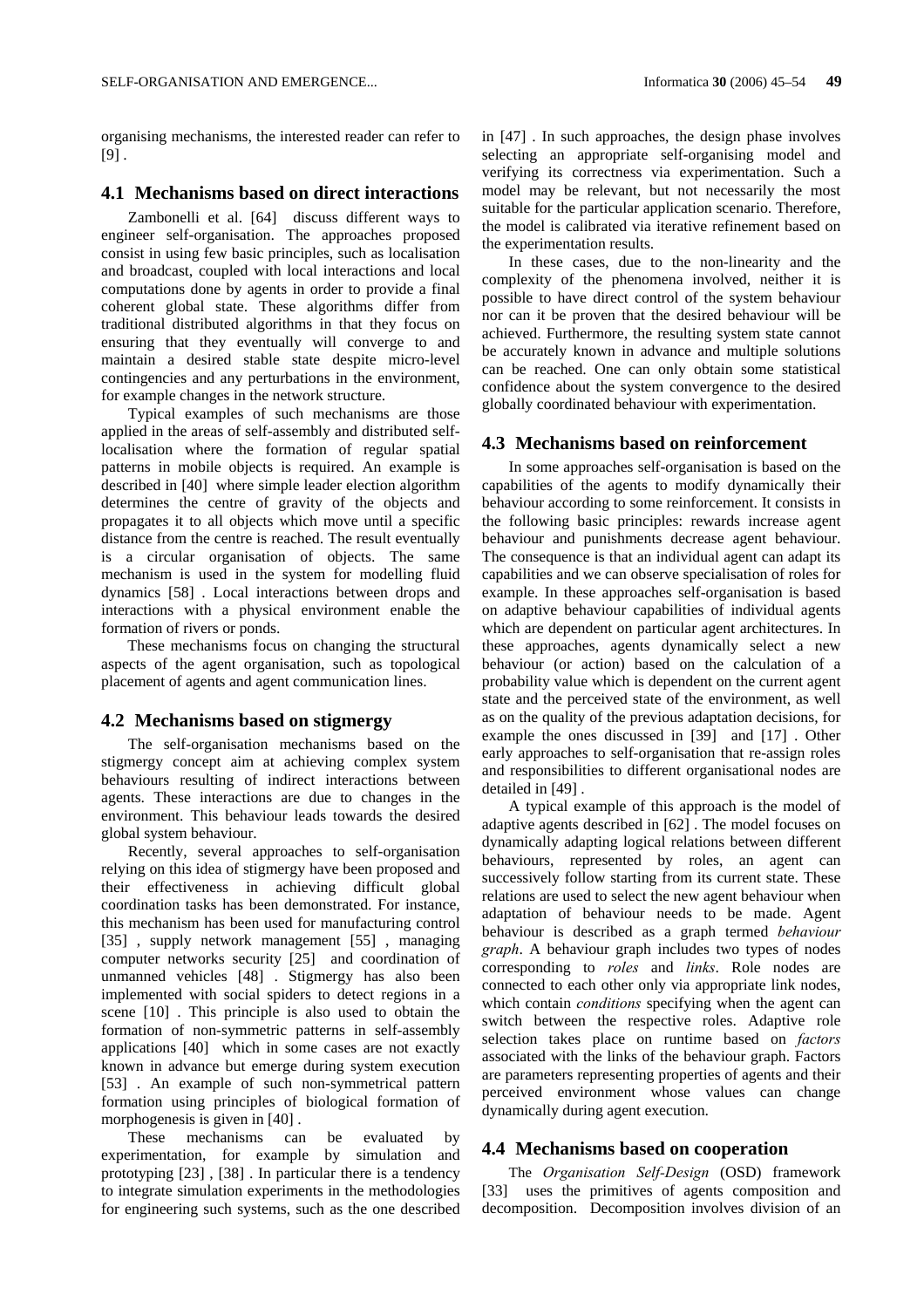organising mechanisms, the interested reader can refer to [9] .

## 4.1 Mechanisms based on direct interactions

Zambonelli et al. [64] discuss different ways to engineer self-organisation. The approaches proposed consist in using few basic principles, such as localisation and broadcast, coupled with local interactions and local computations done by agents in order to provide a final coherent global state. These algorithms differ from traditional distributed algorithms in that they focus on ensuring that they eventually will converge to and maintain a desired stable state despite micro-level contingencies and any perturbations in the environment, for example changes in the network structure.

Typical examples of such mechanisms are those applied in the areas of self-assembly and distributed self-localisation where the formation of regular spatial patterns in mobile objects is required. An example is described in [40] where simple leader election algorithm determines the centre of gravity of the objects and propagates it to all objects which move until a specific distance from the centre is reached. The result eventually is a circular organisation of objects. The same mechanism is used in the system for modelling fluid dynamics [58] . Local interactions between drops and interactions with a physical environment enable the formation of rivers or ponds.

These mechanisms focus on changing the structural aspects of the agent organisation, such as topological placement of agents and agent communication lines.

## 4.2 Mechanisms based on stigmergy

The self-organisation mechanisms based on the stigmergy concept aim at achieving complex system behaviours resulting of indirect interactions between agents. These interactions are due to changes in the environment. This behaviour leads towards the desired global system behaviour.

Recently, several approaches to self-organisation relying on this idea of stigmergy have been proposed and their effectiveness in achieving difficult global coordination tasks has been demonstrated. For instance, this mechanism has been used for manufacturing control [35] , supply network management [55] , managing computer networks security [25] and coordination of unmanned vehicles [48] . Stigmergy has also been implemented with social spiders to detect regions in a scene [10] . This principle is also used to obtain the formation of non-symmetric patterns in self-assembly applications [40] which in some cases are not exactly known in advance but emerge during system execution [53] . An example of such non-symmetrical pattern formation using principles of biological formation of morphogenesis is given in [40] .

These mechanisms can be evaluated by experimentation, for example by simulation and prototyping [23] , [38] . In particular there is a tendency to integrate simulation experiments in the methodologies for engineering such systems, such as the one described in [47] . In such approaches, the design phase involves selecting an appropriate self-organising model and verifying its correctness via experimentation. Such a model may be relevant, but not necessarily the most suitable for the particular application scenario. Therefore, the model is calibrated via iterative refinement based on the experimentation results.

In these cases, due to the non-linearity and the complexity of the phenomena involved, neither it is possible to have direct control of the system behaviour nor can it be proven that the desired behaviour will be achieved. Furthermore, the resulting system state cannot be accurately known in advance and multiple solutions can be reached. One can only obtain some statistical confidence about the system convergence to the desired globally coordinated behaviour with experimentation.

## 4.3 Mechanisms based on reinforcement

In some approaches self-organisation is based on the capabilities of the agents to modify dynamically their behaviour according to some reinforcement. It consists in the following basic principles: rewards increase agent behaviour and punishments decrease agent behaviour. The consequence is that an individual agent can adapt its capabilities and we can observe specialisation of roles for example. In these approaches self-organisation is based on adaptive behaviour capabilities of individual agents which are dependent on particular agent architectures. In these approaches, agents dynamically select a new behaviour (or action) based on the calculation of a probability value which is dependent on the current agent state and the perceived state of the environment, as well as on the quality of the previous adaptation decisions, for example the ones discussed in [39] and [17] . Other early approaches to self-organisation that re-assign roles and responsibilities to different organisational nodes are detailed in [49] .

A typical example of this approach is the model of adaptive agents described in [62] . The model focuses on dynamically adapting logical relations between different behaviours, represented by roles, an agent can successively follow starting from its current state. These relations are used to select the new agent behaviour when adaptation of behaviour needs to be made. Agent behaviour is described as a graph termed *behaviour graph*. A behaviour graph includes two types of nodes corresponding to *roles* and *links*. Role nodes are connected to each other only via appropriate link nodes, which contain *conditions* specifying when the agent can switch between the respective roles. Adaptive role selection takes place on runtime based on *factors* associated with the links of the behaviour graph. Factors are parameters representing properties of agents and their perceived environment whose values can change dynamically during agent execution.

## 4.4 Mechanisms based on cooperation

The *Organisation Self-Design* (OSD) framework [33] uses the primitives of agents composition and decomposition. Decomposition involves division of an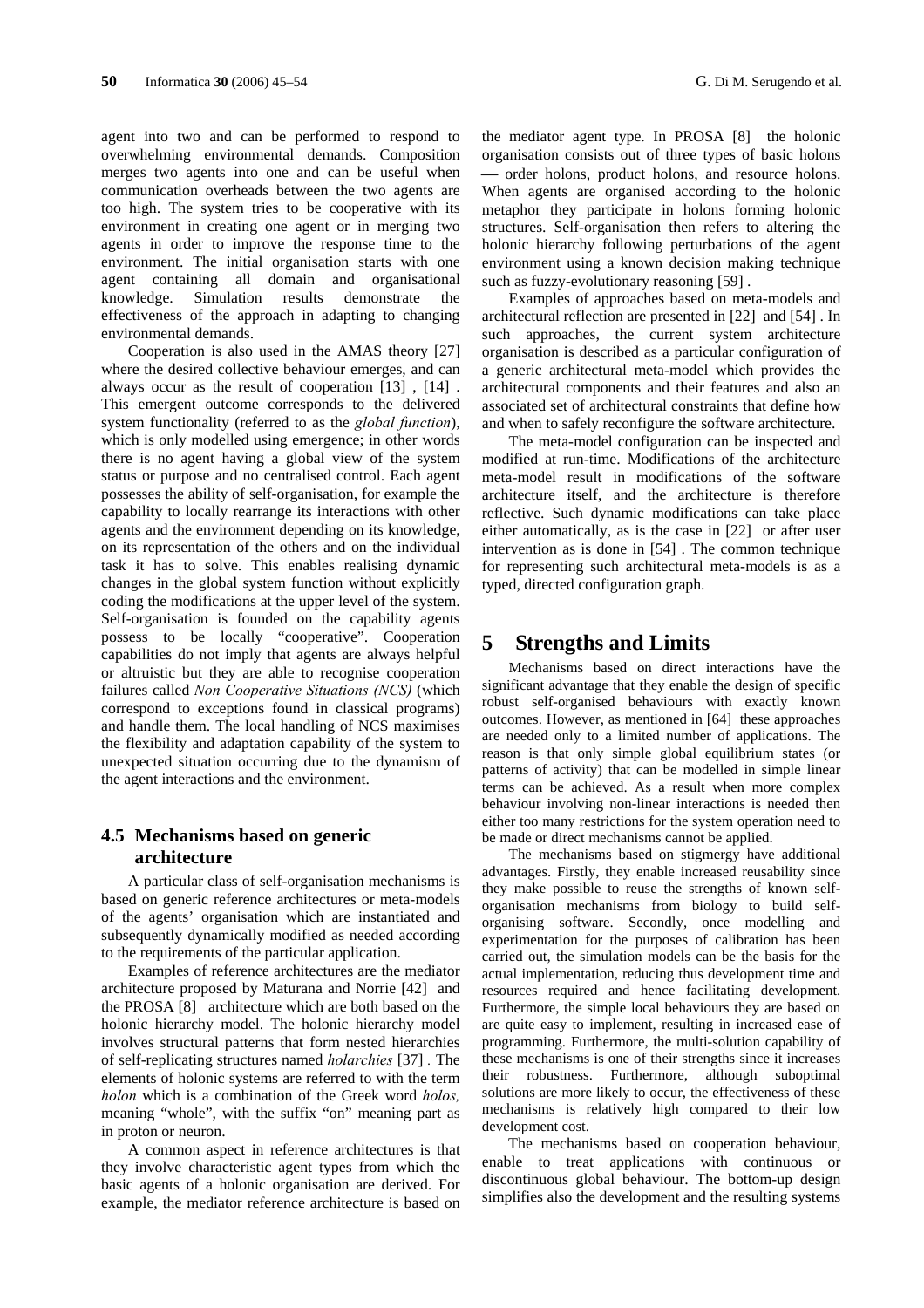agent into two and can be performed to respond to overwhelming environmental demands. Composition merges two agents into one and can be useful when communication overheads between the two agents are too high. The system tries to be cooperative with its environment in creating one agent or in merging two agents in order to improve the response time to the environment. The initial organisation starts with one agent containing all domain and organisational knowledge. Simulation results demonstrate the effectiveness of the approach in adapting to changing environmental demands.

Cooperation is also used in the AMAS theory [27] where the desired collective behaviour emerges, and can always occur as the result of cooperation [13] , [14] . This emergent outcome corresponds to the delivered system functionality (referred to as the *global function*), which is only modelled using emergence; in other words there is no agent having a global view of the system status or purpose and no centralised control. Each agent possesses the ability of self-organisation, for example the capability to locally rearrange its interactions with other agents and the environment depending on its knowledge, on its representation of the others and on the individual task it has to solve. This enables realising dynamic changes in the global system function without explicitly coding the modifications at the upper level of the system. Self-organisation is founded on the capability agents possess to be locally "cooperative". Cooperation capabilities do not imply that agents are always helpful or altruistic but they are able to recognise cooperation failures called *Non Cooperative Situations (NCS)* (which correspond to exceptions found in classical programs) and handle them. The local handling of NCS maximises the flexibility and adaptation capability of the system to unexpected situation occurring due to the dynamism of the agent interactions and the environment.

## 4.5 Mechanisms based on generic architecture

A particular class of self-organisation mechanisms is based on generic reference architectures or meta-models of the agents' organisation which are instantiated and subsequently dynamically modified as needed according to the requirements of the particular application.

Examples of reference architectures are the mediator architecture proposed by Maturana and Norrie [42] and the PROSA [8] architecture which are both based on the holonic hierarchy model. The holonic hierarchy model involves structural patterns that form nested hierarchies of self-replicating structures named *holarchies* [37] . The elements of holonic systems are referred to with the term *holon* which is a combination of the Greek word *holos,* meaning "whole", with the suffix "on" meaning part as in proton or neuron.

A common aspect in reference architectures is that they involve characteristic agent types from which the basic agents of a holonic organisation are derived. For example, the mediator reference architecture is based on the mediator agent type. In PROSA [8] the holonic organisation consists out of three types of basic holons — order holons, product holons, and resource holons. When agents are organised according to the holonic metaphor they participate in holons forming holonic structures. Self-organisation then refers to altering the holonic hierarchy following perturbations of the agent environment using a known decision making technique such as fuzzy-evolutionary reasoning [59] .

Examples of approaches based on meta-models and architectural reflection are presented in [22] and [54] . In such approaches, the current system architecture organisation is described as a particular configuration of a generic architectural meta-model which provides the architectural components and their features and also an associated set of architectural constraints that define how and when to safely reconfigure the software architecture.

The meta-model configuration can be inspected and modified at run-time. Modifications of the architecture meta-model result in modifications of the software architecture itself, and the architecture is therefore reflective. Such dynamic modifications can take place either automatically, as is the case in [22] or after user intervention as is done in [54] . The common technique for representing such architectural meta-models is as a typed, directed configuration graph.

# 5 Strengths and Limits

Mechanisms based on direct interactions have the significant advantage that they enable the design of specific robust self-organised behaviours with exactly known outcomes. However, as mentioned in [64] these approaches are needed only to a limited number of applications. The reason is that only simple global equilibrium states (or patterns of activity) that can be modelled in simple linear terms can be achieved. As a result when more complex behaviour involving non-linear interactions is needed then either too many restrictions for the system operation need to be made or direct mechanisms cannot be applied.

The mechanisms based on stigmergy have additional advantages. Firstly, they enable increased reusability since they make possible to reuse the strengths of known self-organisation mechanisms from biology to build self-organising software. Secondly, once modelling and experimentation for the purposes of calibration has been carried out, the simulation models can be the basis for the actual implementation, reducing thus development time and resources required and hence facilitating development. Furthermore, the simple local behaviours they are based on are quite easy to implement, resulting in increased ease of programming. Furthermore, the multi-solution capability of these mechanisms is one of their strengths since it increases their robustness. Furthermore, although suboptimal solutions are more likely to occur, the effectiveness of these mechanisms is relatively high compared to their low development cost.

The mechanisms based on cooperation behaviour, enable to treat applications with continuous or discontinuous global behaviour. The bottom-up design simplifies also the development and the resulting systems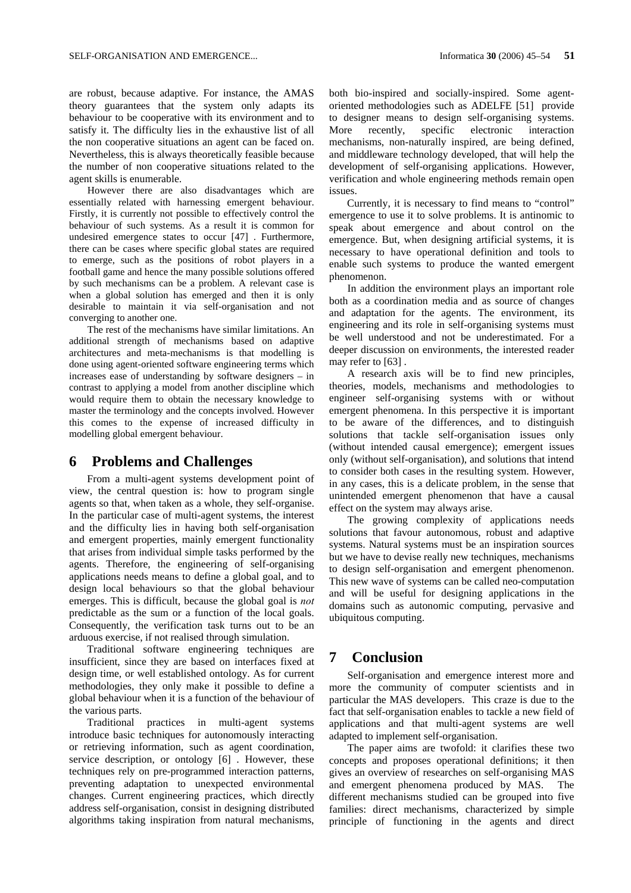are robust, because adaptive. For instance, the AMAS theory guarantees that the system only adapts its behaviour to be cooperative with its environment and to satisfy it. The difficulty lies in the exhaustive list of all the non cooperative situations an agent can be faced on. Nevertheless, this is always theoretically feasible because the number of non cooperative situations related to the agent skills is enumerable.

However there are also disadvantages which are essentially related with harnessing emergent behaviour. Firstly, it is currently not possible to effectively control the behaviour of such systems. As a result it is common for undesired emergence states to occur [47] . Furthermore, there can be cases where specific global states are required to emerge, such as the positions of robot players in a football game and hence the many possible solutions offered by such mechanisms can be a problem. A relevant case is when a global solution has emerged and then it is only desirable to maintain it via self-organisation and not converging to another one.

The rest of the mechanisms have similar limitations. An additional strength of mechanisms based on adaptive architectures and meta-mechanisms is that modelling is done using agent-oriented software engineering terms which increases ease of understanding by software designers – in contrast to applying a model from another discipline which would require them to obtain the necessary knowledge to master the terminology and the concepts involved. However this comes to the expense of increased difficulty in modelling global emergent behaviour.

## 6 Problems and Challenges

From a multi-agent systems development point of view, the central question is: how to program single agents so that, when taken as a whole, they self-organise. In the particular case of multi-agent systems, the interest and the difficulty lies in having both self-organisation and emergent properties, mainly emergent functionality that arises from individual simple tasks performed by the agents. Therefore, the engineering of self-organising applications needs means to define a global goal, and to design local behaviours so that the global behaviour emerges. This is difficult, because the global goal is *not* predictable as the sum or a function of the local goals. Consequently, the verification task turns out to be an arduous exercise, if not realised through simulation.

Traditional software engineering techniques are insufficient, since they are based on interfaces fixed at design time, or well established ontology. As for current methodologies, they only make it possible to define a global behaviour when it is a function of the behaviour of the various parts.

Traditional practices in multi-agent systems introduce basic techniques for autonomously interacting or retrieving information, such as agent coordination, service description, or ontology [6] . However, these techniques rely on pre-programmed interaction patterns, preventing adaptation to unexpected environmental changes. Current engineering practices, which directly address self-organisation, consist in designing distributed algorithms taking inspiration from natural mechanisms, both bio-inspired and socially-inspired. Some agent-oriented methodologies such as ADELFE [51] provide to designer means to design self-organising systems. More recently, specific electronic interaction mechanisms, non-naturally inspired, are being defined, and middleware technology developed, that will help the development of self-organising applications. However, verification and whole engineering methods remain open issues.

Currently, it is necessary to find means to "control" emergence to use it to solve problems. It is antinomic to speak about emergence and about control on the emergence. But, when designing artificial systems, it is necessary to have operational definition and tools to enable such systems to produce the wanted emergent phenomenon.

In addition the environment plays an important role both as a coordination media and as source of changes and adaptation for the agents. The environment, its engineering and its role in self-organising systems must be well understood and not be underestimated. For a deeper discussion on environments, the interested reader may refer to [63] .

A research axis will be to find new principles, theories, models, mechanisms and methodologies to engineer self-organising systems with or without emergent phenomena. In this perspective it is important to be aware of the differences, and to distinguish solutions that tackle self-organisation issues only (without intended causal emergence); emergent issues only (without self-organisation), and solutions that intend to consider both cases in the resulting system. However, in any cases, this is a delicate problem, in the sense that unintended emergent phenomenon that have a causal effect on the system may always arise.

The growing complexity of applications needs solutions that favour autonomous, robust and adaptive systems. Natural systems must be an inspiration sources but we have to devise really new techniques, mechanisms to design self-organisation and emergent phenomenon. This new wave of systems can be called neo-computation and will be useful for designing applications in the domains such as autonomic computing, pervasive and ubiquitous computing.

## 7 Conclusion

Self-organisation and emergence interest more and more the community of computer scientists and in particular the MAS developers. This craze is due to the fact that self-organisation enables to tackle a new field of applications and that multi-agent systems are well adapted to implement self-organisation.

The paper aims are twofold: it clarifies these two concepts and proposes operational definitions; it then gives an overview of researches on self-organising MAS and emergent phenomena produced by MAS. The different mechanisms studied can be grouped into five families: direct mechanisms, characterized by simple principle of functioning in the agents and direct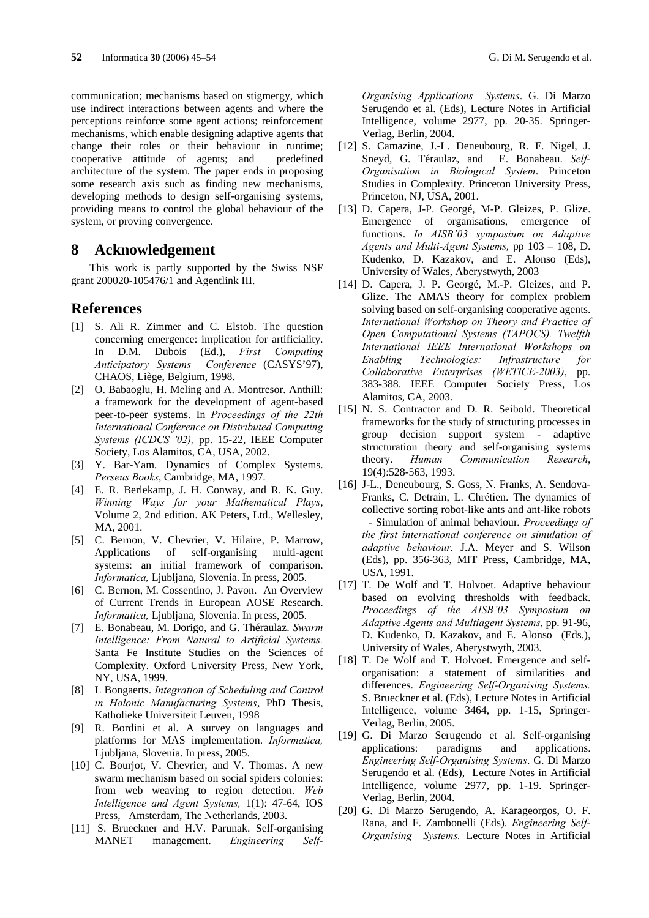communication; mechanisms based on stigmergy, which use indirect interactions between agents and where the perceptions reinforce some agent actions; reinforcement mechanisms, which enable designing adaptive agents that change their roles or their behaviour in runtime; cooperative attitude of agents; and predefined architecture of the system. The paper ends in proposing some research axis such as finding new mechanisms, developing methods to design self-organising systems, providing means to control the global behaviour of the system, or proving convergence.

## 8 Acknowledgement

This work is partly supported by the Swiss NSF grant 200020-105476/1 and Agentlink III.

## References

[1] S. Ali R. Zimmer and C. Elstob. The question concerning emergence: implication for artificiality. In D.M. Dubois (Ed.), *First Computing Anticipatory Systems Conference* (CASYS'97), CHAOS, Liège, Belgium, 1998.

[2] O. Babaoglu, H. Meling and A. Montresor. Anthill: a framework for the development of agent-based peer-to-peer systems. In *Proceedings of the 22th International Conference on Distributed Computing Systems (ICDCS '02),* pp. 15-22, IEEE Computer Society, Los Alamitos, CA, USA, 2002.

[3] Y. Bar-Yam. Dynamics of Complex Systems. *Perseus Books*, Cambridge, MA, 1997.

[4] E. R. Berlekamp, J. H. Conway, and R. K. Guy. *Winning Ways for your Mathematical Plays*, Volume 2, 2nd edition. AK Peters, Ltd., Wellesley, MA, 2001.

[5] C. Bernon, V. Chevrier, V. Hilaire, P. Marrow, Applications of self-organising multi-agent systems: an initial framework of comparison. *Informatica,* Ljubljana, Slovenia. In press, 2005.

[6] C. Bernon, M. Cossentino, J. Pavon. An Overview of Current Trends in European AOSE Research. *Informatica,* Ljubljana, Slovenia. In press, 2005.

[7] E. Bonabeau, M. Dorigo, and G. Théraulaz. *Swarm Intelligence: From Natural to Artificial Systems.* Santa Fe Institute Studies on the Sciences of Complexity. Oxford University Press, New York, NY, USA, 1999.

[8] L Bongaerts. *Integration of Scheduling and Control in Holonic Manufacturing Systems*, PhD Thesis, Katholieke Universiteit Leuven, 1998

[9] R. Bordini et al. A survey on languages and platforms for MAS implementation. *Informatica,* Ljubljana, Slovenia. In press, 2005.

[10] C. Bourjot, V. Chevrier, and V. Thomas. A new swarm mechanism based on social spiders colonies: from web weaving to region detection. *Web Intelligence and Agent Systems,* 1(1): 47-64, IOS Press, Amsterdam, The Netherlands, 2003.

[11] S. Brueckner and H.V. Parunak. Self-organising MANET management. *Engineering Self-Organising Applications Systems*. G. Di Marzo Serugendo et al. (Eds), Lecture Notes in Artificial Intelligence, volume 2977, pp. 20-35. Springer-Verlag, Berlin, 2004.

[12] S. Camazine, J.-L. Deneubourg, R. F. Nigel, J. Sneyd, G. Téraulaz, and E. Bonabeau. *Self-Organisation in Biological System*. Princeton Studies in Complexity. Princeton University Press, Princeton, NJ, USA, 2001.

[13] D. Capera, J-P. Georgé, M-P. Gleizes, P. Glize. Emergence of organisations, emergence of functions. *In AISB'03 symposium on Adaptive Agents and Multi-Agent Systems,* pp 103 – 108, D. Kudenko, D. Kazakov, and E. Alonso (Eds), University of Wales, Aberystwyth, 2003

[14] D. Capera, J. P. Georgé, M.-P. Gleizes, and P. Glize. The AMAS theory for complex problem solving based on self-organising cooperative agents. *International Workshop on Theory and Practice of Open Computational Systems (TAPOCS). Twelfth International IEEE International Workshops on Enabling Technologies: Infrastructure for Collaborative Enterprises (WETICE-2003)*, pp. 383-388. IEEE Computer Society Press, Los Alamitos, CA, 2003.

[15] N. S. Contractor and D. R. Seibold. Theoretical frameworks for the study of structuring processes in group decision support system - adaptive structuration theory and self-organising systems theory. *Human Communication Research*, 19(4):528-563, 1993.

[16] J-L., Deneubourg, S. Goss, N. Franks, A. Sendova-Franks, C. Detrain, L. Chrétien. The dynamics of collective sorting robot-like ants and ant-like robots - Simulation of animal behaviour*. Proceedings of the first international conference on simulation of adaptive behaviour.* J.A. Meyer and S. Wilson (Eds), pp. 356-363, MIT Press, Cambridge, MA, USA, 1991.

[17] T. De Wolf and T. Holvoet. Adaptive behaviour based on evolving thresholds with feedback. *Proceedings of the AISB'03 Symposium on Adaptive Agents and Multiagent Systems*, pp. 91-96, D. Kudenko, D. Kazakov, and E. Alonso (Eds.), University of Wales, Aberystwyth, 2003.

[18] T. De Wolf and T. Holvoet. Emergence and self-organisation: a statement of similarities and differences. *Engineering Self-Organising Systems.* S. Brueckner et al. (Eds), Lecture Notes in Artificial Intelligence, volume 3464, pp. 1-15, Springer-Verlag, Berlin, 2005.

[19] G. Di Marzo Serugendo et al. Self-organising applications: paradigms and applications. *Engineering Self-Organising Systems*. G. Di Marzo Serugendo et al. (Eds), Lecture Notes in Artificial Intelligence, volume 2977, pp. 1-19. Springer-Verlag, Berlin, 2004.

[20] G. Di Marzo Serugendo, A. Karageorgos, O. F. Rana, and F. Zambonelli (Eds). *Engineering Self-Organising Systems.* Lecture Notes in Artificial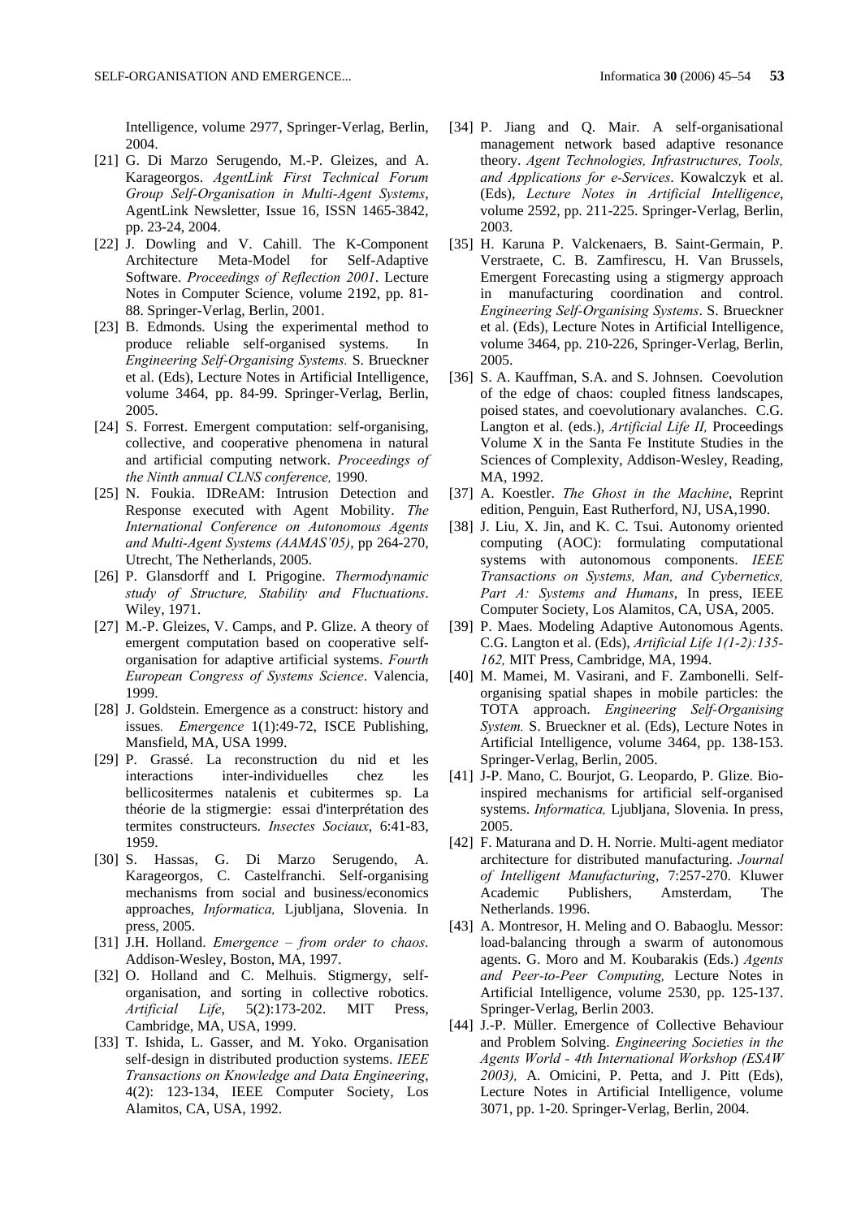Intelligence, volume 2977, Springer-Verlag, Berlin, 2004.

[21] G. Di Marzo Serugendo, M.-P. Gleizes, and A. Karageorgos. *AgentLink First Technical Forum Group Self-Organisation in Multi-Agent Systems*, AgentLink Newsletter, Issue 16, ISSN 1465-3842, pp. 23-24, 2004.

[22] J. Dowling and V. Cahill. The K-Component Architecture Meta-Model for Self-Adaptive Software. *Proceedings of Reflection 2001*. Lecture Notes in Computer Science, volume 2192, pp. 81-88. Springer-Verlag, Berlin, 2001.

[23] B. Edmonds. Using the experimental method to produce reliable self-organised systems. In *Engineering Self-Organising Systems.* S. Brueckner et al. (Eds), Lecture Notes in Artificial Intelligence, volume 3464, pp. 84-99. Springer-Verlag, Berlin, 2005.

[24] S. Forrest. Emergent computation: self-organising, collective, and cooperative phenomena in natural and artificial computing network. *Proceedings of the Ninth annual CLNS conference,* 1990.

[25] N. Foukia. IDReAM: Intrusion Detection and Response executed with Agent Mobility. *The International Conference on Autonomous Agents and Multi-Agent Systems (AAMAS'05)*, pp 264-270, Utrecht, The Netherlands, 2005.

[26] P. Glansdorff and I. Prigogine. *Thermodynamic study of Structure, Stability and Fluctuations*. Wiley, 1971.

[27] M.-P. Gleizes, V. Camps, and P. Glize. A theory of emergent computation based on cooperative self-organisation for adaptive artificial systems. *Fourth European Congress of Systems Science*. Valencia, 1999.

[28] J. Goldstein. Emergence as a construct: history and issues*. Emergence* 1(1):49-72, ISCE Publishing, Mansfield, MA, USA 1999.

[29] P. Grassé. La reconstruction du nid et les interactions inter-individuelles chez les bellicositermes natalenis et cubitermes sp. La théorie de la stigmergie: essai d'interprétation des termites constructeurs. *Insectes Sociaux*, 6:41-83, 1959.

[30] S. Hassas, G. Di Marzo Serugendo, A. Karageorgos, C. Castelfranchi. Self-organising mechanisms from social and business/economics approaches, *Informatica,* Ljubljana, Slovenia. In press, 2005.

[31] J.H. Holland. *Emergence – from order to chaos*. Addison-Wesley, Boston, MA, 1997.

[32] O. Holland and C. Melhuis. Stigmergy, self-organisation, and sorting in collective robotics. *Artificial Life*, 5(2):173-202. MIT Press, Cambridge, MA, USA, 1999.

[33] T. Ishida, L. Gasser, and M. Yoko. Organisation self-design in distributed production systems. *IEEE Transactions on Knowledge and Data Engineering*, 4(2): 123-134, IEEE Computer Society, Los Alamitos, CA, USA, 1992.

[34] P. Jiang and Q. Mair. A self-organisational management network based adaptive resonance theory. *Agent Technologies, Infrastructures, Tools, and Applications for e-Services*. Kowalczyk et al. (Eds), *Lecture Notes in Artificial Intelligence*, volume 2592, pp. 211-225. Springer-Verlag, Berlin, 2003.

[35] H. Karuna P. Valckenaers, B. Saint-Germain, P. Verstraete, C. B. Zamfirescu, H. Van Brussels, Emergent Forecasting using a stigmergy approach in manufacturing coordination and control. *Engineering Self-Organising Systems*. S. Brueckner et al. (Eds), Lecture Notes in Artificial Intelligence, volume 3464, pp. 210-226, Springer-Verlag, Berlin, 2005.

[36] S. A. Kauffman, S.A. and S. Johnsen. Coevolution of the edge of chaos: coupled fitness landscapes, poised states, and coevolutionary avalanches. C.G. Langton et al. (eds.), *Artificial Life II,* Proceedings Volume X in the Santa Fe Institute Studies in the Sciences of Complexity, Addison-Wesley, Reading, MA, 1992.

[37] A. Koestler. *The Ghost in the Machine*, Reprint edition, Penguin, East Rutherford, NJ, USA,1990.

[38] J. Liu, X. Jin, and K. C. Tsui. Autonomy oriented computing (AOC): formulating computational systems with autonomous components. *IEEE Transactions on Systems, Man, and Cybernetics, Part A: Systems and Humans*, In press, IEEE Computer Society, Los Alamitos, CA, USA, 2005.

[39] P. Maes. Modeling Adaptive Autonomous Agents. C.G. Langton et al. (Eds), *Artificial Life 1(1-2):135-162,* MIT Press, Cambridge, MA, 1994.

[40] M. Mamei, M. Vasirani, and F. Zambonelli. Self-organising spatial shapes in mobile particles: the TOTA approach. *Engineering Self-Organising System.* S. Brueckner et al. (Eds), Lecture Notes in Artificial Intelligence, volume 3464, pp. 138-153. Springer-Verlag, Berlin, 2005.

[41] J-P. Mano, C. Bourjot, G. Leopardo, P. Glize. Bio-inspired mechanisms for artificial self-organised systems. *Informatica,* Ljubljana, Slovenia. In press, 2005.

[42] F. Maturana and D. H. Norrie. Multi-agent mediator architecture for distributed manufacturing. *Journal of Intelligent Manufacturing*, 7:257-270. Kluwer Academic Publishers, Amsterdam, The Netherlands. 1996.

[43] A. Montresor, H. Meling and O. Babaoglu. Messor: load-balancing through a swarm of autonomous agents. G. Moro and M. Koubarakis (Eds.) *Agents and Peer-to-Peer Computing,* Lecture Notes in Artificial Intelligence, volume 2530, pp. 125-137. Springer-Verlag, Berlin 2003.

[44] J.-P. Müller. Emergence of Collective Behaviour and Problem Solving. *Engineering Societies in the Agents World - 4th International Workshop (ESAW 2003),* A. Omicini, P. Petta, and J. Pitt (Eds), Lecture Notes in Artificial Intelligence, volume 3071, pp. 1-20. Springer-Verlag, Berlin, 2004.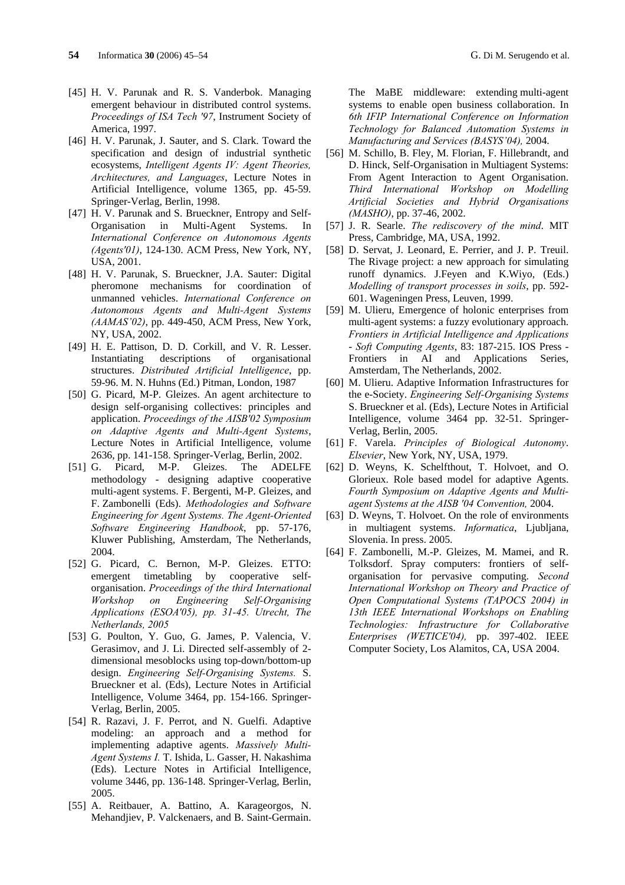[45] H. V. Parunak and R. S. Vanderbok. Managing emergent behaviour in distributed control systems. *Proceedings of ISA Tech '97*, Instrument Society of America, 1997.

[46] H. V. Parunak, J. Sauter, and S. Clark. Toward the specification and design of industrial synthetic ecosystems, *Intelligent Agents IV: Agent Theories, Architectures, and Languages*, Lecture Notes in Artificial Intelligence, volume 1365, pp. 45-59. Springer-Verlag, Berlin, 1998.

[47] H. V. Parunak and S. Brueckner, Entropy and Self-Organisation in Multi-Agent Systems. In *International Conference on Autonomous Agents (Agents'01)*, 124-130. ACM Press, New York, NY, USA, 2001.

[48] H. V. Parunak, S. Brueckner, J.A. Sauter: Digital pheromone mechanisms for coordination of unmanned vehicles. *International Conference on Autonomous Agents and Multi-Agent Systems (AAMAS'02)*, pp. 449-450, ACM Press, New York, NY, USA, 2002.

[49] H. E. Pattison, D. D. Corkill, and V. R. Lesser. Instantiating descriptions of organisational structures. *Distributed Artificial Intelligence*, pp. 59-96. M. N. Huhns (Ed.) Pitman, London, 1987

[50] G. Picard, M-P. Gleizes. An agent architecture to design self-organising collectives: principles and application. *Proceedings of the AISB'02 Symposium on Adaptive Agents and Multi-Agent Systems*, Lecture Notes in Artificial Intelligence, volume 2636, pp. 141-158. Springer-Verlag, Berlin, 2002.

[51] G. Picard, M-P. Gleizes. The ADELFE methodology - designing adaptive cooperative multi-agent systems. F. Bergenti, M-P. Gleizes, and F. Zambonelli (Eds). *Methodologies and Software Engineering for Agent Systems. The Agent-Oriented Software Engineering Handbook*, pp. 57-176, Kluwer Publishing, Amsterdam, The Netherlands, 2004.

[52] G. Picard, C. Bernon, M-P. Gleizes. ETTO: emergent timetabling by cooperative self-organisation. *Proceedings of the third International Workshop on Engineering Self-Organising Applications (ESOA'05), pp. 31-45. Utrecht, The Netherlands, 2005*

[53] G. Poulton, Y. Guo, G. James, P. Valencia, V. Gerasimov, and J. Li. Directed self-assembly of 2-dimensional mesoblocks using top-down/bottom-up design. *Engineering Self-Organising Systems.* S. Brueckner et al. (Eds), Lecture Notes in Artificial Intelligence, Volume 3464, pp. 154-166. Springer-Verlag, Berlin, 2005.

[54] R. Razavi, J. F. Perrot, and N. Guelfi. Adaptive modeling: an approach and a method for implementing adaptive agents. *Massively Multi-Agent Systems I.* T. Ishida, L. Gasser, H. Nakashima (Eds). Lecture Notes in Artificial Intelligence, volume 3446, pp. 136-148. Springer-Verlag, Berlin, 2005.

[55] A. Reitbauer, A. Battino, A. Karageorgos, N. Mehandjiev, P. Valckenaers, and B. Saint-Germain. The MaBE middleware: extending multi-agent systems to enable open business collaboration. In *6th IFIP International Conference on Information Technology for Balanced Automation Systems in Manufacturing and Services (BASYS'04),* 2004.

[56] M. Schillo, B. Fley, M. Florian, F. Hillebrandt, and D. Hinck, Self-Organisation in Multiagent Systems: From Agent Interaction to Agent Organisation. *Third International Workshop on Modelling Artificial Societies and Hybrid Organisations (MASHO)*, pp. 37-46, 2002.

[57] J. R. Searle. *The rediscovery of the mind*. MIT Press, Cambridge, MA, USA, 1992.

[58] D. Servat, J. Leonard, E. Perrier, and J. P. Treuil. The Rivage project: a new approach for simulating runoff dynamics. J.Feyen and K.Wiyo, (Eds.) *Modelling of transport processes in soils*, pp. 592-601. Wageningen Press, Leuven, 1999.

[59] M. Ulieru, Emergence of holonic enterprises from multi-agent systems: a fuzzy evolutionary approach. *Frontiers in Artificial Intelligence and Applications - Soft Computing Agents*, 83: 187-215. IOS Press - Frontiers in AI and Applications Series, Amsterdam, The Netherlands, 2002.

[60] M. Ulieru. Adaptive Information Infrastructures for the e-Society. *Engineering Self-Organising Systems* S. Brueckner et al. (Eds), Lecture Notes in Artificial Intelligence, volume 3464 pp. 32-51. Springer-Verlag, Berlin, 2005.

[61] F. Varela. *Principles of Biological Autonomy*. *Elsevier*, New York, NY, USA, 1979.

[62] D. Weyns, K. Schelfthout, T. Holvoet, and O. Glorieux. Role based model for adaptive Agents. *Fourth Symposium on Adaptive Agents and Multi-agent Systems at the AISB '04 Convention,* 2004.

[63] D. Weyns, T. Holvoet. On the role of environments in multiagent systems. *Informatica*, Ljubljana, Slovenia. In press. 2005.

[64] F. Zambonelli, M.-P. Gleizes, M. Mamei, and R. Tolksdorf. Spray computers: frontiers of self-organisation for pervasive computing. *Second International Workshop on Theory and Practice of Open Computational Systems (TAPOCS 2004) in 13th IEEE International Workshops on Enabling Technologies: Infrastructure for Collaborative Enterprises (WETICE'04),* pp. 397-402. IEEE Computer Society, Los Alamitos, CA, USA 2004.